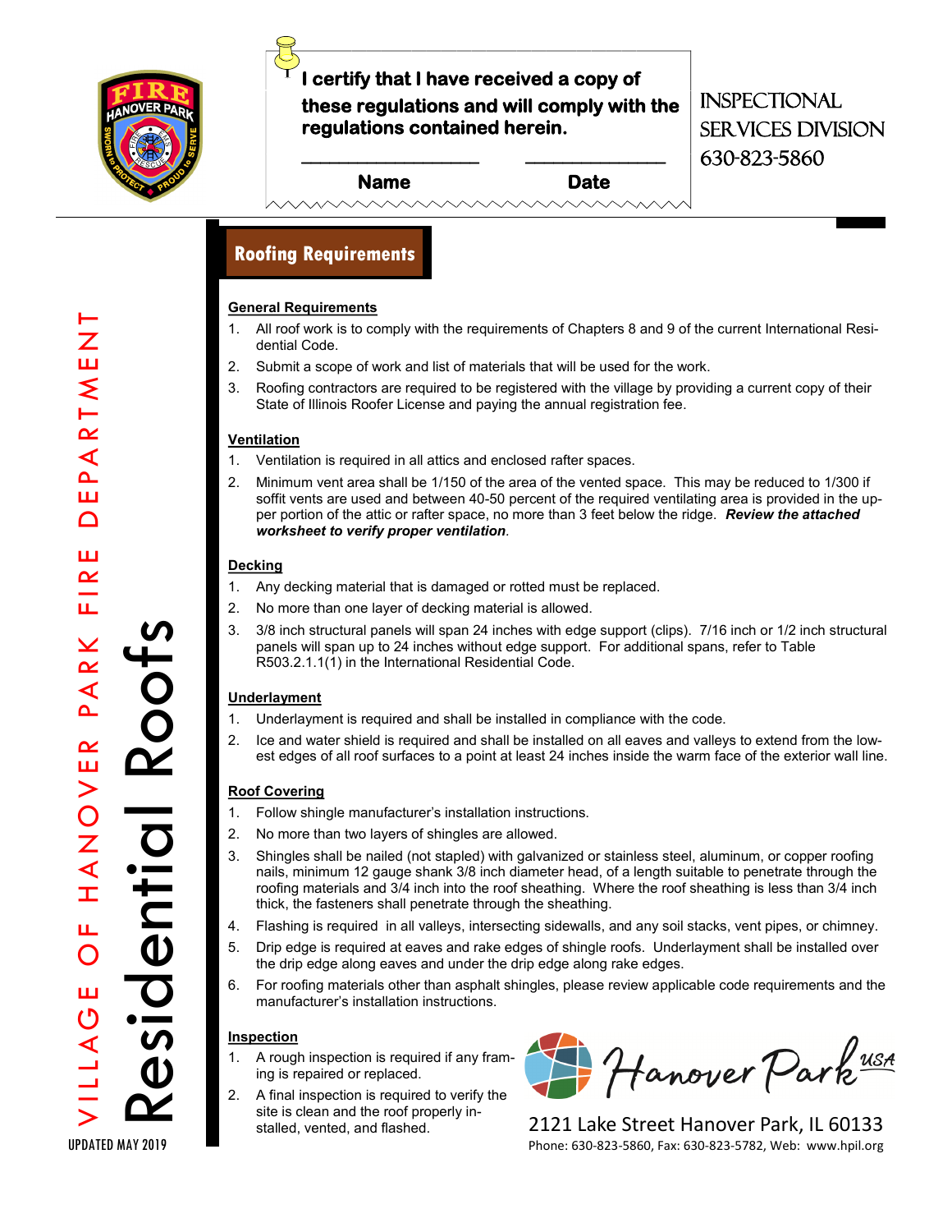I certify that I have received a copy of these regulations and will comply with the regulations contained herein.

\_\_\_\_\_\_\_\_\_\_\_\_\_\_\_\_\_\_\_\_ \_\_\_\_\_\_\_\_\_\_\_\_\_\_\_\_

**Name** **Date**

INSPECTIONAL SERVICES DIVISION
630-823-5860

VILLAGE OF HANOVER PARK FIRE DEPARTMENT

# Residential Roofs

UPDATED MAY 2019

## Roofing Requirements

### General Requirements

1. All roof work is to comply with the requirements of Chapters 8 and 9 of the current International Residential Code.
2. Submit a scope of work and list of materials that will be used for the work.
3. Roofing contractors are required to be registered with the village by providing a current copy of their State of Illinois Roofer License and paying the annual registration fee.

### Ventilation

1. Ventilation is required in all attics and enclosed rafter spaces.
2. Minimum vent area shall be 1/150 of the area of the vented space. This may be reduced to 1/300 if soffit vents are used and between 40-50 percent of the required ventilating area is provided in the upper portion of the attic or rafter space, no more than 3 feet below the ridge. ***Review the attached worksheet to verify proper ventilation***.

### Decking

1. Any decking material that is damaged or rotted must be replaced.
2. No more than one layer of decking material is allowed.
3. 3/8 inch structural panels will span 24 inches with edge support (clips). 7/16 inch or 1/2 inch structural panels will span up to 24 inches without edge support. For additional spans, refer to Table R503.2.1.1(1) in the International Residential Code.

### Underlayment

1. Underlayment is required and shall be installed in compliance with the code.
2. Ice and water shield is required and shall be installed on all eaves and valleys to extend from the lowest edges of all roof surfaces to a point at least 24 inches inside the warm face of the exterior wall line.

### Roof Covering

1. Follow shingle manufacturer's installation instructions.
2. No more than two layers of shingles are allowed.
3. Shingles shall be nailed (not stapled) with galvanized or stainless steel, aluminum, or copper roofing nails, minimum 12 gauge shank 3/8 inch diameter head, of a length suitable to penetrate through the roofing materials and 3/4 inch into the roof sheathing. Where the roof sheathing is less than 3/4 inch thick, the fasteners shall penetrate through the sheathing.
4. Flashing is required in all valleys, intersecting sidewalls, and any soil stacks, vent pipes, or chimney.
5. Drip edge is required at eaves and rake edges of shingle roofs. Underlayment shall be installed over the drip edge along eaves and under the drip edge along rake edges.
6. For roofing materials other than asphalt shingles, please review applicable code requirements and the manufacturer's installation instructions.

### Inspection

1. A rough inspection is required if any framing is repaired or replaced.
2. A final inspection is required to verify the site is clean and the roof properly installed, vented, and flashed.

Hanover Park USA

2121 Lake Street Hanover Park, IL 60133
Phone: 630-823-5860, Fax: 630-823-5782, Web: www.hpil.org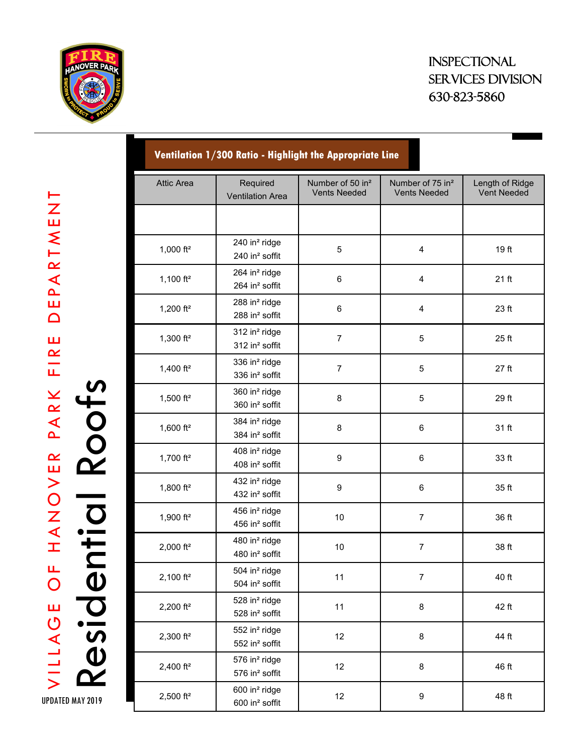INSPECTIONAL SERVICES DIVISION
630-823-5860

VILLAGE OF HANOVER PARK FIRE DEPARTMENT

# Residential Roofs

UPDATED MAY 2019

## Ventilation 1/300 Ratio - Highlight the Appropriate Line

| Attic Area | Required Ventilation Area | Number of 50 in² Vents Needed | Number of 75 in² Vents Needed | Length of Ridge Vent Needed |
|---|---|---|---|---|
| | | | | |
| 1,000 ft² | 240 in² ridge<br>240 in² soffit | 5 | 4 | 19 ft |
| 1,100 ft² | 264 in² ridge<br>264 in² soffit | 6 | 4 | 21 ft |
| 1,200 ft² | 288 in² ridge<br>288 in² soffit | 6 | 4 | 23 ft |
| 1,300 ft² | 312 in² ridge<br>312 in² soffit | 7 | 5 | 25 ft |
| 1,400 ft² | 336 in² ridge<br>336 in² soffit | 7 | 5 | 27 ft |
| 1,500 ft² | 360 in² ridge<br>360 in² soffit | 8 | 5 | 29 ft |
| 1,600 ft² | 384 in² ridge<br>384 in² soffit | 8 | 6 | 31 ft |
| 1,700 ft² | 408 in² ridge<br>408 in² soffit | 9 | 6 | 33 ft |
| 1,800 ft² | 432 in² ridge<br>432 in² soffit | 9 | 6 | 35 ft |
| 1,900 ft² | 456 in² ridge<br>456 in² soffit | 10 | 7 | 36 ft |
| 2,000 ft² | 480 in² ridge<br>480 in² soffit | 10 | 7 | 38 ft |
| 2,100 ft² | 504 in² ridge<br>504 in² soffit | 11 | 7 | 40 ft |
| 2,200 ft² | 528 in² ridge<br>528 in² soffit | 11 | 8 | 42 ft |
| 2,300 ft² | 552 in² ridge<br>552 in² soffit | 12 | 8 | 44 ft |
| 2,400 ft² | 576 in² ridge<br>576 in² soffit | 12 | 8 | 46 ft |
| 2,500 ft² | 600 in² ridge<br>600 in² soffit | 12 | 9 | 48 ft |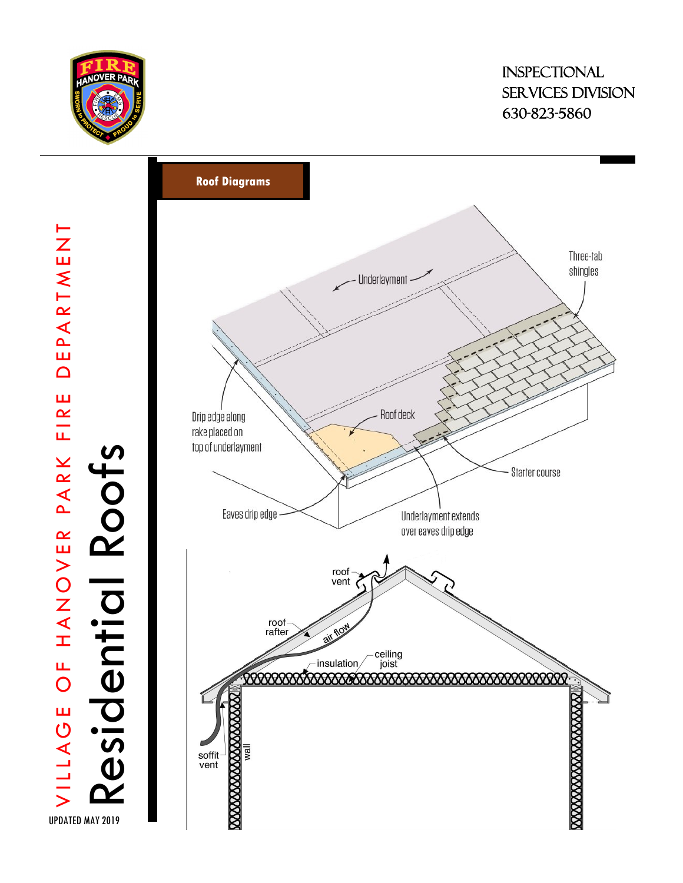INSPECTIONAL SERVICES DIVISION
630-823-5860

VILLAGE OF HANOVER PARK FIRE DEPARTMENT

# Residential Roofs

UPDATED MAY 2019

## Roof Diagrams

Underlayment

Three-tab shingles

Drip edge along rake placed on top of underlayment

Roof deck

Starter course

Eaves drip edge

Underlayment extends over eaves drip edge

roof vent

roof rafter

air flow

insulation

ceiling joist

soffit vent

wall